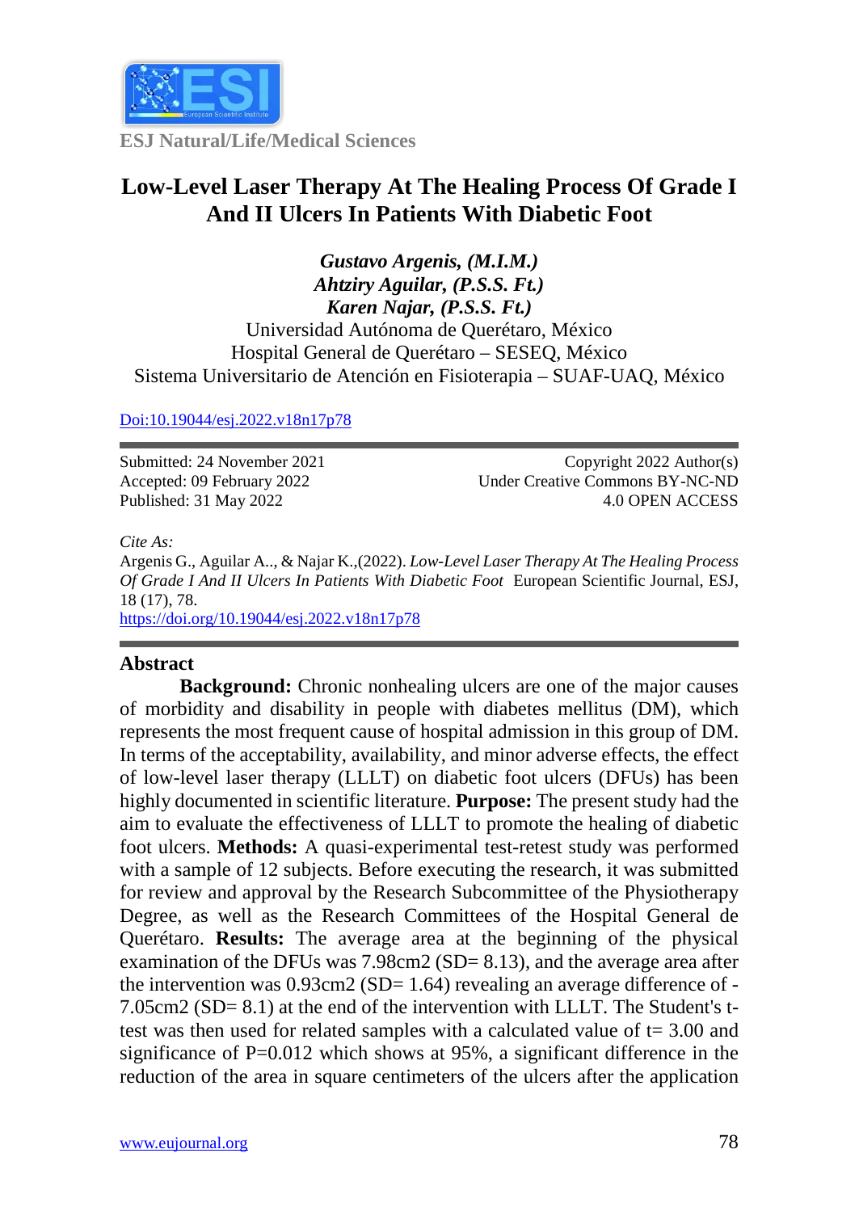ESJ Natural/Life/Medical Sciences

# Low-Level Laser Therapy At The Healing Process Of Grade I And II Ulcers In Patients With Diabetic Foot

***Gustavo Argenis, (M.I.M.)***
***Ahtziry Aguilar, (P.S.S. Ft.)***
***Karen Najar, (P.S.S. Ft.)***
Universidad Autónoma de Querétaro, México
Hospital General de Querétaro – SESEQ, México
Sistema Universitario de Atención en Fisioterapia – SUAF-UAQ, México

Doi:10.19044/esj.2022.v18n17p78

Submitted: 24 November 2021
Accepted: 09 February 2022
Published: 31 May 2022

Copyright 2022 Author(s)
Under Creative Commons BY-NC-ND
4.0 OPEN ACCESS

*Cite As:*
Argenis G., Aguilar A.., & Najar K.,(2022). *Low-Level Laser Therapy At The Healing Process Of Grade I And II Ulcers In Patients With Diabetic Foot* European Scientific Journal, ESJ, 18 (17), 78. https://doi.org/10.19044/esj.2022.v18n17p78

## Abstract

**Background:** Chronic nonhealing ulcers are one of the major causes of morbidity and disability in people with diabetes mellitus (DM), which represents the most frequent cause of hospital admission in this group of DM. In terms of the acceptability, availability, and minor adverse effects, the effect of low-level laser therapy (LLLT) on diabetic foot ulcers (DFUs) has been highly documented in scientific literature. **Purpose:** The present study had the aim to evaluate the effectiveness of LLLT to promote the healing of diabetic foot ulcers. **Methods:** A quasi-experimental test-retest study was performed with a sample of 12 subjects. Before executing the research, it was submitted for review and approval by the Research Subcommittee of the Physiotherapy Degree, as well as the Research Committees of the Hospital General de Querétaro. **Results:** The average area at the beginning of the physical examination of the DFUs was 7.98cm2 (SD= 8.13), and the average area after the intervention was 0.93cm2 (SD= 1.64) revealing an average difference of -7.05cm2 (SD= 8.1) at the end of the intervention with LLLT. The Student's t-test was then used for related samples with a calculated value of t= 3.00 and significance of P=0.012 which shows at 95%, a significant difference in the reduction of the area in square centimeters of the ulcers after the application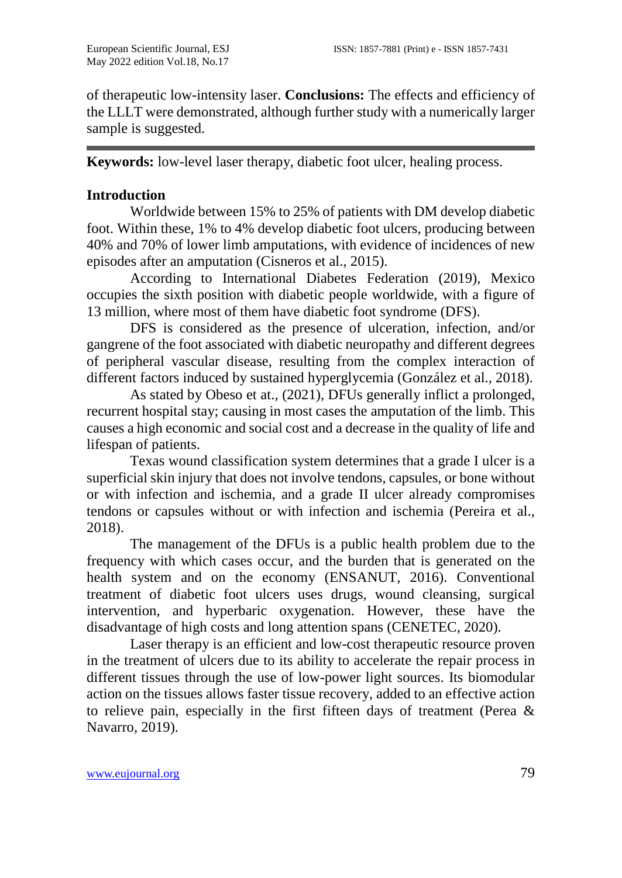of therapeutic low-intensity laser. **Conclusions:** The effects and efficiency of the LLLT were demonstrated, although further study with a numerically larger sample is suggested.

**Keywords:** low-level laser therapy, diabetic foot ulcer, healing process.

## Introduction

Worldwide between 15% to 25% of patients with DM develop diabetic foot. Within these, 1% to 4% develop diabetic foot ulcers, producing between 40% and 70% of lower limb amputations, with evidence of incidences of new episodes after an amputation (Cisneros et al., 2015).

According to International Diabetes Federation (2019), Mexico occupies the sixth position with diabetic people worldwide, with a figure of 13 million, where most of them have diabetic foot syndrome (DFS).

DFS is considered as the presence of ulceration, infection, and/or gangrene of the foot associated with diabetic neuropathy and different degrees of peripheral vascular disease, resulting from the complex interaction of different factors induced by sustained hyperglycemia (González et al., 2018).

As stated by Obeso et at., (2021), DFUs generally inflict a prolonged, recurrent hospital stay; causing in most cases the amputation of the limb. This causes a high economic and social cost and a decrease in the quality of life and lifespan of patients.

Texas wound classification system determines that a grade I ulcer is a superficial skin injury that does not involve tendons, capsules, or bone without or with infection and ischemia, and a grade II ulcer already compromises tendons or capsules without or with infection and ischemia (Pereira et al., 2018).

The management of the DFUs is a public health problem due to the frequency with which cases occur, and the burden that is generated on the health system and on the economy (ENSANUT, 2016). Conventional treatment of diabetic foot ulcers uses drugs, wound cleansing, surgical intervention, and hyperbaric oxygenation. However, these have the disadvantage of high costs and long attention spans (CENETEC, 2020).

Laser therapy is an efficient and low-cost therapeutic resource proven in the treatment of ulcers due to its ability to accelerate the repair process in different tissues through the use of low-power light sources. Its biomodular action on the tissues allows faster tissue recovery, added to an effective action to relieve pain, especially in the first fifteen days of treatment (Perea & Navarro, 2019).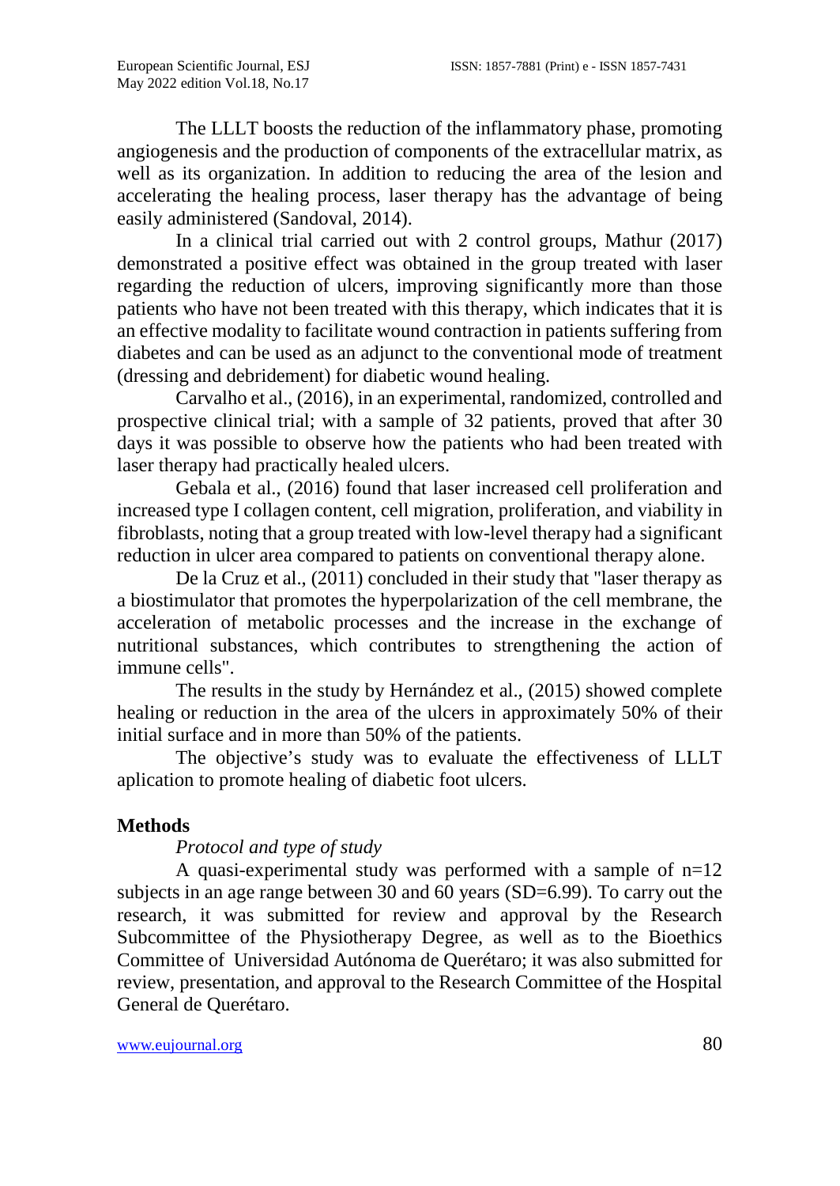The LLLT boosts the reduction of the inflammatory phase, promoting angiogenesis and the production of components of the extracellular matrix, as well as its organization. In addition to reducing the area of the lesion and accelerating the healing process, laser therapy has the advantage of being easily administered (Sandoval, 2014).

In a clinical trial carried out with 2 control groups, Mathur (2017) demonstrated a positive effect was obtained in the group treated with laser regarding the reduction of ulcers, improving significantly more than those patients who have not been treated with this therapy, which indicates that it is an effective modality to facilitate wound contraction in patients suffering from diabetes and can be used as an adjunct to the conventional mode of treatment (dressing and debridement) for diabetic wound healing.

Carvalho et al., (2016), in an experimental, randomized, controlled and prospective clinical trial; with a sample of 32 patients, proved that after 30 days it was possible to observe how the patients who had been treated with laser therapy had practically healed ulcers.

Gebala et al., (2016) found that laser increased cell proliferation and increased type I collagen content, cell migration, proliferation, and viability in fibroblasts, noting that a group treated with low-level therapy had a significant reduction in ulcer area compared to patients on conventional therapy alone.

De la Cruz et al., (2011) concluded in their study that "laser therapy as a biostimulator that promotes the hyperpolarization of the cell membrane, the acceleration of metabolic processes and the increase in the exchange of nutritional substances, which contributes to strengthening the action of immune cells".

The results in the study by Hernández et al., (2015) showed complete healing or reduction in the area of the ulcers in approximately 50% of their initial surface and in more than 50% of the patients.

The objective's study was to evaluate the effectiveness of LLLT aplication to promote healing of diabetic foot ulcers.

## Methods

*Protocol and type of study*

A quasi-experimental study was performed with a sample of n=12 subjects in an age range between 30 and 60 years (SD=6.99). To carry out the research, it was submitted for review and approval by the Research Subcommittee of the Physiotherapy Degree, as well as to the Bioethics Committee of Universidad Autónoma de Querétaro; it was also submitted for review, presentation, and approval to the Research Committee of the Hospital General de Querétaro.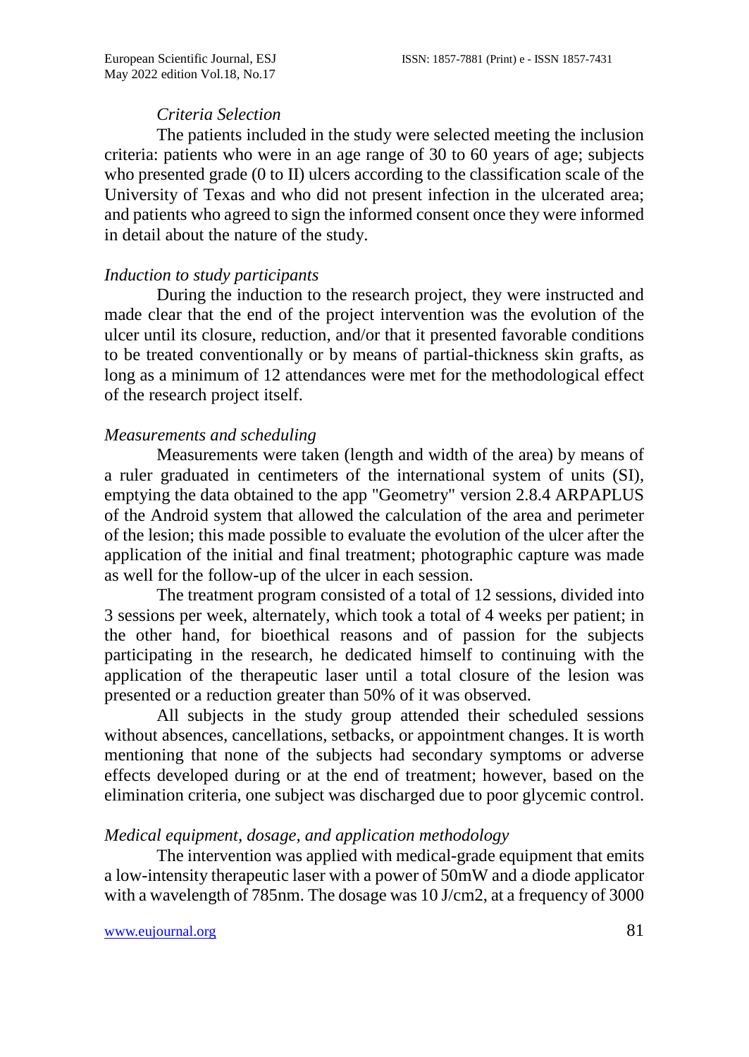### *Criteria Selection*

The patients included in the study were selected meeting the inclusion criteria: patients who were in an age range of 30 to 60 years of age; subjects who presented grade (0 to II) ulcers according to the classification scale of the University of Texas and who did not present infection in the ulcerated area; and patients who agreed to sign the informed consent once they were informed in detail about the nature of the study.

### *Induction to study participants*

During the induction to the research project, they were instructed and made clear that the end of the project intervention was the evolution of the ulcer until its closure, reduction, and/or that it presented favorable conditions to be treated conventionally or by means of partial-thickness skin grafts, as long as a minimum of 12 attendances were met for the methodological effect of the research project itself.

### *Measurements and scheduling*

Measurements were taken (length and width of the area) by means of a ruler graduated in centimeters of the international system of units (SI), emptying the data obtained to the app "Geometry" version 2.8.4 ARPAPLUS of the Android system that allowed the calculation of the area and perimeter of the lesion; this made possible to evaluate the evolution of the ulcer after the application of the initial and final treatment; photographic capture was made as well for the follow-up of the ulcer in each session.

The treatment program consisted of a total of 12 sessions, divided into 3 sessions per week, alternately, which took a total of 4 weeks per patient; in the other hand, for bioethical reasons and of passion for the subjects participating in the research, he dedicated himself to continuing with the application of the therapeutic laser until a total closure of the lesion was presented or a reduction greater than 50% of it was observed.

All subjects in the study group attended their scheduled sessions without absences, cancellations, setbacks, or appointment changes. It is worth mentioning that none of the subjects had secondary symptoms or adverse effects developed during or at the end of treatment; however, based on the elimination criteria, one subject was discharged due to poor glycemic control.

### *Medical equipment, dosage, and application methodology*

The intervention was applied with medical-grade equipment that emits a low-intensity therapeutic laser with a power of 50mW and a diode applicator with a wavelength of 785nm. The dosage was 10 J/cm2, at a frequency of 3000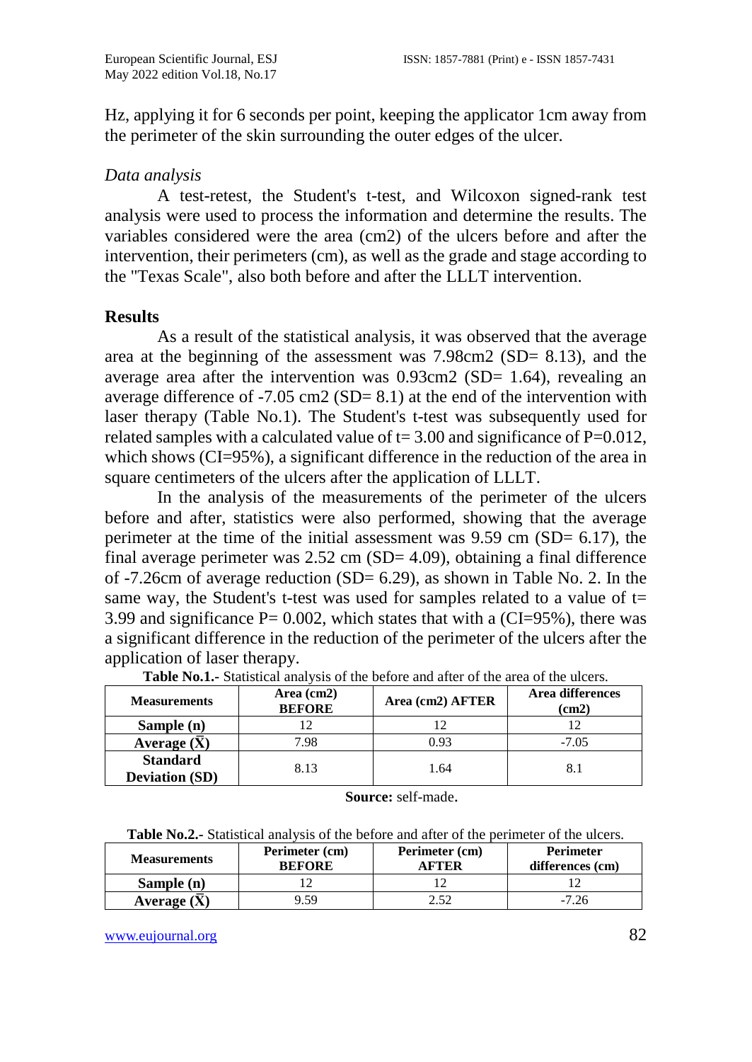Hz, applying it for 6 seconds per point, keeping the applicator 1cm away from the perimeter of the skin surrounding the outer edges of the ulcer.

### *Data analysis*

A test-retest, the Student's t-test, and Wilcoxon signed-rank test analysis were used to process the information and determine the results. The variables considered were the area (cm2) of the ulcers before and after the intervention, their perimeters (cm), as well as the grade and stage according to the "Texas Scale", also both before and after the LLLT intervention.

## Results

As a result of the statistical analysis, it was observed that the average area at the beginning of the assessment was 7.98cm2 (SD= 8.13), and the average area after the intervention was 0.93cm2 (SD= 1.64), revealing an average difference of -7.05 cm2 (SD= 8.1) at the end of the intervention with laser therapy (Table No.1). The Student's t-test was subsequently used for related samples with a calculated value of $t = 3.00$ and significance of $P=0.012$, which shows (CI=95%), a significant difference in the reduction of the area in square centimeters of the ulcers after the application of LLLT.

In the analysis of the measurements of the perimeter of the ulcers before and after, statistics were also performed, showing that the average perimeter at the time of the initial assessment was 9.59 cm (SD= 6.17), the final average perimeter was 2.52 cm (SD= 4.09), obtaining a final difference of -7.26cm of average reduction (SD= 6.29), as shown in Table No. 2. In the same way, the Student's t-test was used for samples related to a value of $t = 3.99$ and significance $P = 0.002$, which states that with a (CI=95%), there was a significant difference in the reduction of the perimeter of the ulcers after the application of laser therapy.

**Table No.1.-** Statistical analysis of the before and after of the area of the ulcers.

| Measurements | Area (cm2) BEFORE | Area (cm2) AFTER | Area differences (cm2) |
|---|---|---|---|
| **Sample (n)** | 12 | 12 | 12 |
| **Average ($\bar{X}$)** | 7.98 | 0.93 | -7.05 |
| **Standard Deviation (SD)** | 8.13 | 1.64 | 8.1 |

**Source:** self-made.

**Table No.2.-** Statistical analysis of the before and after of the perimeter of the ulcers.

| Measurements | Perimeter (cm) BEFORE | Perimeter (cm) AFTER | Perimeter differences (cm) |
|---|---|---|---|
| **Sample (n)** | 12 | 12 | 12 |
| **Average ($\bar{X}$)** | 9.59 | 2.52 | -7.26 |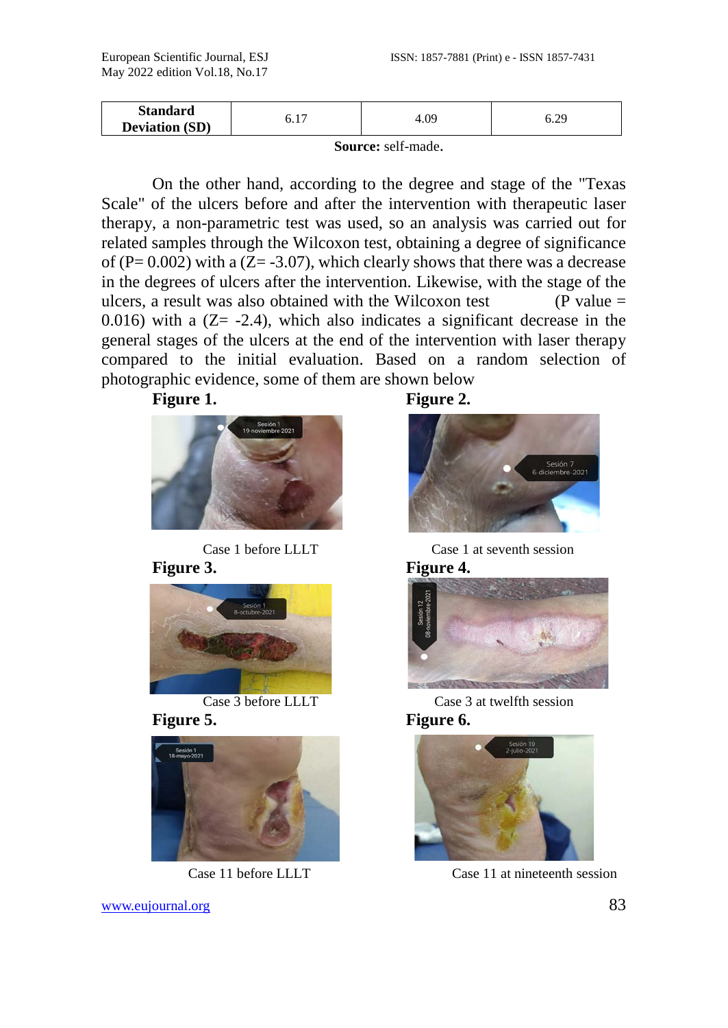| Standard Deviation (SD) | 6.17 | 4.09 | 6.29 |
|---|---|---|---|

**Source:** self-made.

On the other hand, according to the degree and stage of the "Texas Scale" of the ulcers before and after the intervention with therapeutic laser therapy, a non-parametric test was used, so an analysis was carried out for related samples through the Wilcoxon test, obtaining a degree of significance of ($P= 0.002$) with a ($Z= -3.07$), which clearly shows that there was a decrease in the degrees of ulcers after the intervention. Likewise, with the stage of the ulcers, a result was also obtained with the Wilcoxon test (P value = 0.016) with a ($Z= -2.4$), which also indicates a significant decrease in the general stages of the ulcers at the end of the intervention with laser therapy compared to the initial evaluation. Based on a random selection of photographic evidence, some of them are shown below

**Figure 1.**

Case 1 before LLLT

**Figure 2.**

Case 1 at seventh session

**Figure 3.**

Case 3 before LLLT

**Figure 4.**

Case 3 at twelfth session

**Figure 5.**

Case 11 before LLLT

**Figure 6.**

Case 11 at nineteenth session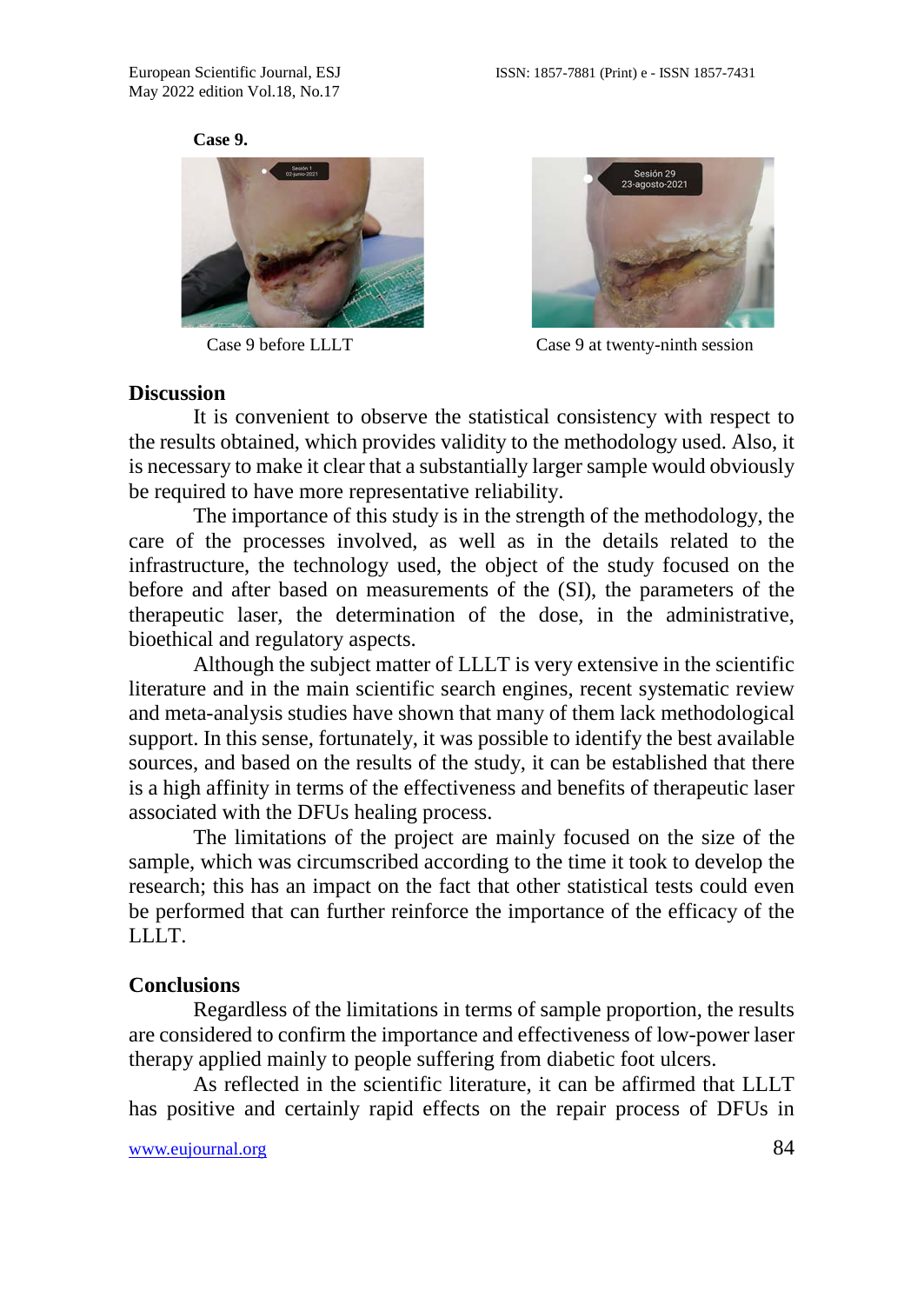**Case 9.**

Case 9 before LLLT

Case 9 at twenty-ninth session

## Discussion

It is convenient to observe the statistical consistency with respect to the results obtained, which provides validity to the methodology used. Also, it is necessary to make it clear that a substantially larger sample would obviously be required to have more representative reliability.

The importance of this study is in the strength of the methodology, the care of the processes involved, as well as in the details related to the infrastructure, the technology used, the object of the study focused on the before and after based on measurements of the (SI), the parameters of the therapeutic laser, the determination of the dose, in the administrative, bioethical and regulatory aspects.

Although the subject matter of LLLT is very extensive in the scientific literature and in the main scientific search engines, recent systematic review and meta-analysis studies have shown that many of them lack methodological support. In this sense, fortunately, it was possible to identify the best available sources, and based on the results of the study, it can be established that there is a high affinity in terms of the effectiveness and benefits of therapeutic laser associated with the DFUs healing process.

The limitations of the project are mainly focused on the size of the sample, which was circumscribed according to the time it took to develop the research; this has an impact on the fact that other statistical tests could even be performed that can further reinforce the importance of the efficacy of the LLLT.

## Conclusions

Regardless of the limitations in terms of sample proportion, the results are considered to confirm the importance and effectiveness of low-power laser therapy applied mainly to people suffering from diabetic foot ulcers.

As reflected in the scientific literature, it can be affirmed that LLLT has positive and certainly rapid effects on the repair process of DFUs in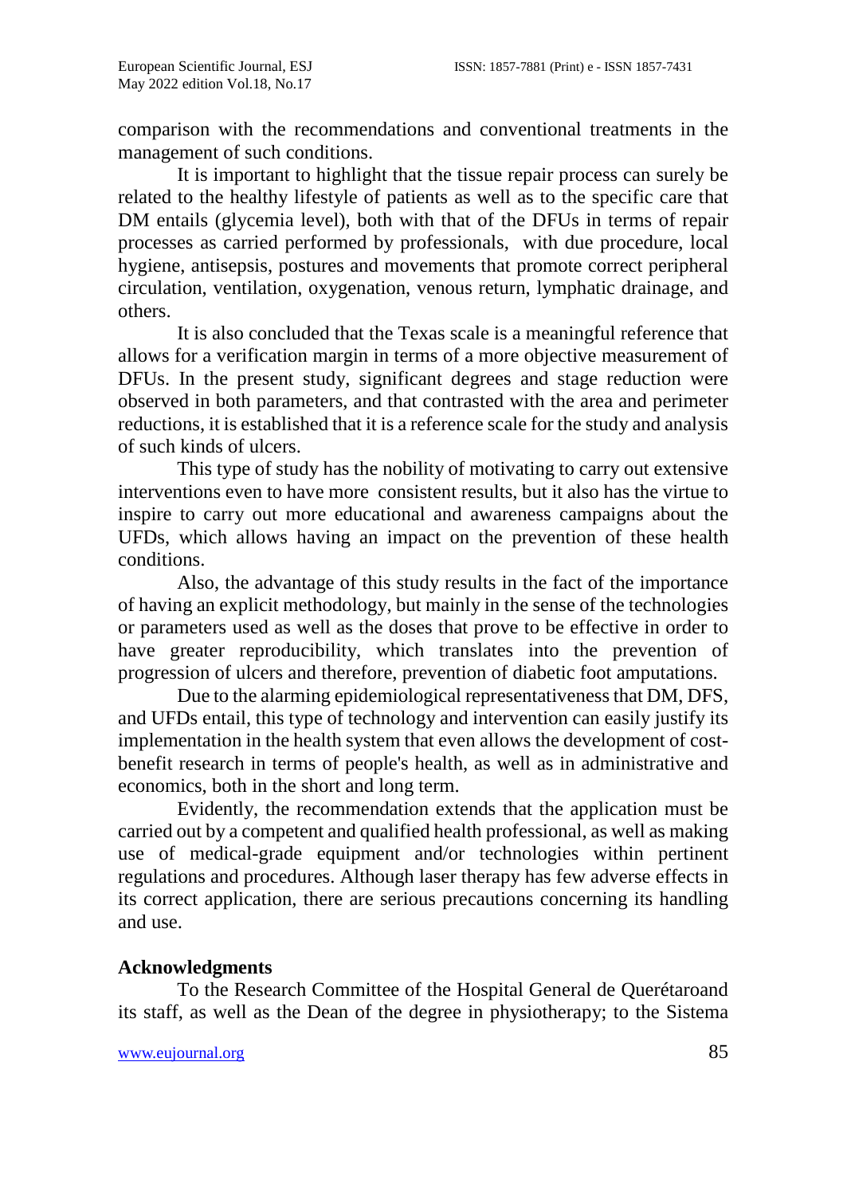comparison with the recommendations and conventional treatments in the management of such conditions.

It is important to highlight that the tissue repair process can surely be related to the healthy lifestyle of patients as well as to the specific care that DM entails (glycemia level), both with that of the DFUs in terms of repair processes as carried performed by professionals, with due procedure, local hygiene, antisepsis, postures and movements that promote correct peripheral circulation, ventilation, oxygenation, venous return, lymphatic drainage, and others.

It is also concluded that the Texas scale is a meaningful reference that allows for a verification margin in terms of a more objective measurement of DFUs. In the present study, significant degrees and stage reduction were observed in both parameters, and that contrasted with the area and perimeter reductions, it is established that it is a reference scale for the study and analysis of such kinds of ulcers.

This type of study has the nobility of motivating to carry out extensive interventions even to have more consistent results, but it also has the virtue to inspire to carry out more educational and awareness campaigns about the UFDs, which allows having an impact on the prevention of these health conditions.

Also, the advantage of this study results in the fact of the importance of having an explicit methodology, but mainly in the sense of the technologies or parameters used as well as the doses that prove to be effective in order to have greater reproducibility, which translates into the prevention of progression of ulcers and therefore, prevention of diabetic foot amputations.

Due to the alarming epidemiological representativeness that DM, DFS, and UFDs entail, this type of technology and intervention can easily justify its implementation in the health system that even allows the development of cost-benefit research in terms of people's health, as well as in administrative and economics, both in the short and long term.

Evidently, the recommendation extends that the application must be carried out by a competent and qualified health professional, as well as making use of medical-grade equipment and/or technologies within pertinent regulations and procedures. Although laser therapy has few adverse effects in its correct application, there are serious precautions concerning its handling and use.

## Acknowledgments

To the Research Committee of the Hospital General de Querétaroand its staff, as well as the Dean of the degree in physiotherapy; to the Sistema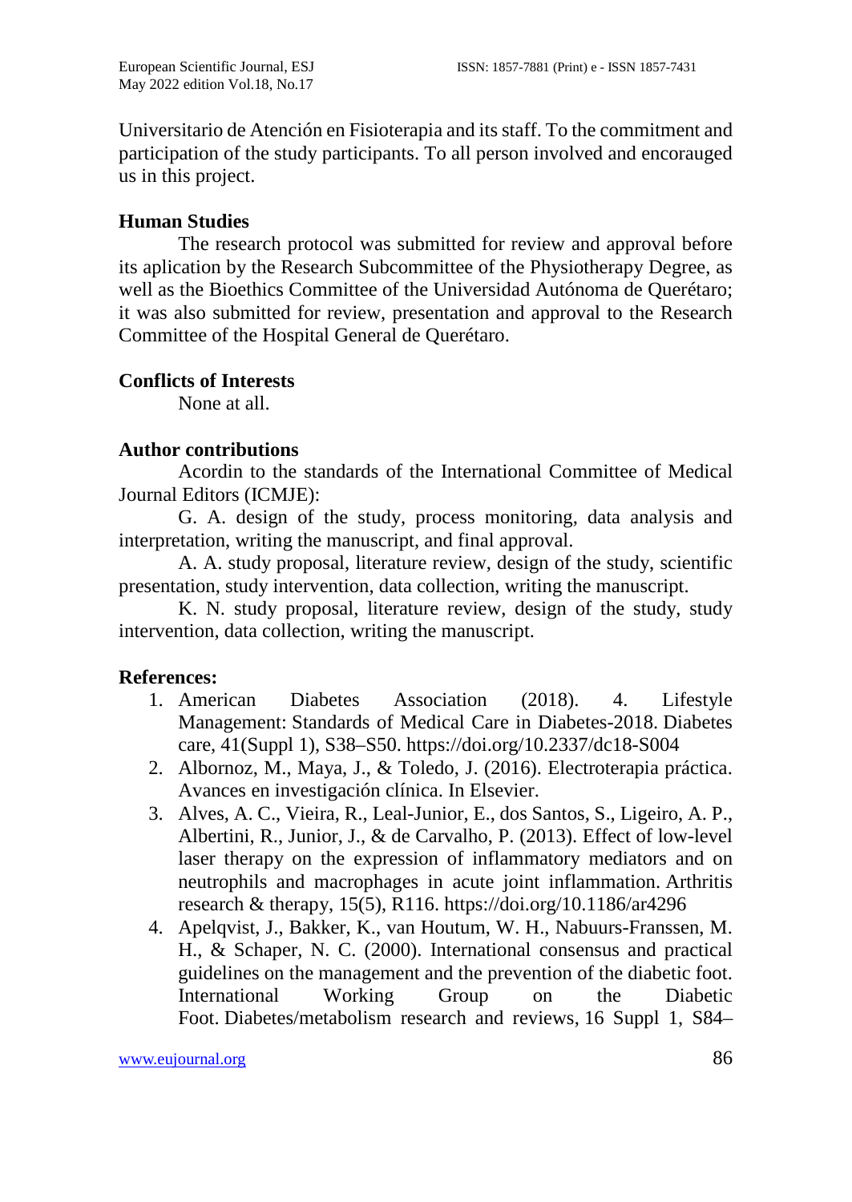Universitario de Atención en Fisioterapia and its staff. To the commitment and participation of the study participants. To all person involved and encorauged us in this project.

### Human Studies

The research protocol was submitted for review and approval before its aplication by the Research Subcommittee of the Physiotherapy Degree, as well as the Bioethics Committee of the Universidad Autónoma de Querétaro; it was also submitted for review, presentation and approval to the Research Committee of the Hospital General de Querétaro.

### Conflicts of Interests

None at all.

### Author contributions

Acordin to the standards of the International Committee of Medical Journal Editors (ICMJE):

G. A. design of the study, process monitoring, data analysis and interpretation, writing the manuscript, and final approval.

A. A. study proposal, literature review, design of the study, scientific presentation, study intervention, data collection, writing the manuscript.

K. N. study proposal, literature review, design of the study, study intervention, data collection, writing the manuscript.

### References:

1. American Diabetes Association (2018). 4. Lifestyle Management: Standards of Medical Care in Diabetes-2018. Diabetes care, 41(Suppl 1), S38–S50. https://doi.org/10.2337/dc18-S004
2. Albornoz, M., Maya, J., & Toledo, J. (2016). Electroterapia práctica. Avances en investigación clínica. In Elsevier.
3. Alves, A. C., Vieira, R., Leal-Junior, E., dos Santos, S., Ligeiro, A. P., Albertini, R., Junior, J., & de Carvalho, P. (2013). Effect of low-level laser therapy on the expression of inflammatory mediators and on neutrophils and macrophages in acute joint inflammation. Arthritis research & therapy, 15(5), R116. https://doi.org/10.1186/ar4296
4. Apelqvist, J., Bakker, K., van Houtum, W. H., Nabuurs-Franssen, M. H., & Schaper, N. C. (2000). International consensus and practical guidelines on the management and the prevention of the diabetic foot. International Working Group on the Diabetic Foot. Diabetes/metabolism research and reviews, 16 Suppl 1, S84–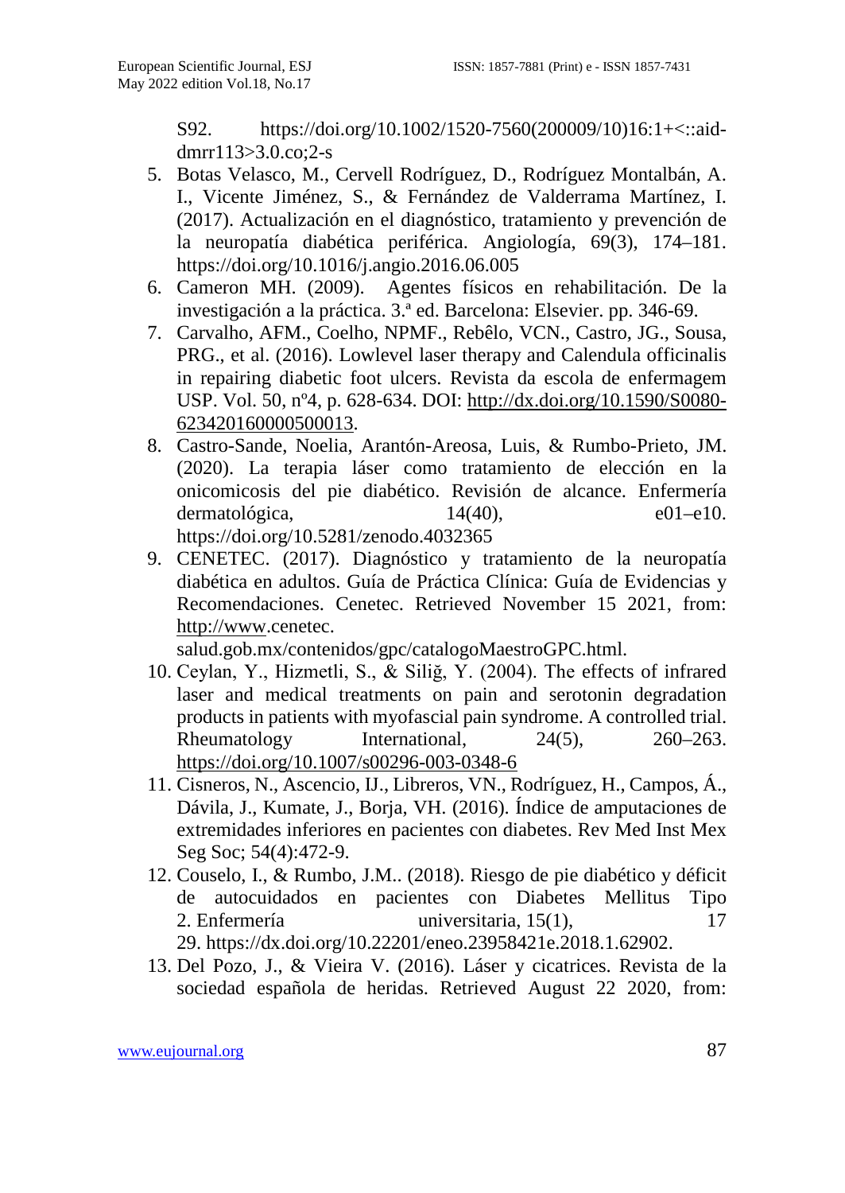S92. https://doi.org/10.1002/1520-7560(200009/10)16:1+<::aid-dmrr113>3.0.co;2-s

5. Botas Velasco, M., Cervell Rodríguez, D., Rodríguez Montalbán, A. I., Vicente Jiménez, S., & Fernández de Valderrama Martínez, I. (2017). Actualización en el diagnóstico, tratamiento y prevención de la neuropatía diabética periférica. Angiología, 69(3), 174–181. https://doi.org/10.1016/j.angio.2016.06.005
6. Cameron MH. (2009). Agentes físicos en rehabilitación. De la investigación a la práctica. 3.ª ed. Barcelona: Elsevier. pp. 346-69.
7. Carvalho, AFM., Coelho, NPMF., Rebêlo, VCN., Castro, JG., Sousa, PRG., et al. (2016). Lowlevel laser therapy and Calendula officinalis in repairing diabetic foot ulcers. Revista da escola de enfermagem USP. Vol. 50, nº4, p. 628-634. DOI: http://dx.doi.org/10.1590/S0080-623420160000500013.
8. Castro-Sande, Noelia, Arantón-Areosa, Luis, & Rumbo-Prieto, JM. (2020). La terapia láser como tratamiento de elección en la onicomicosis del pie diabético. Revisión de alcance. Enfermería dermatológica, 14(40), e01–e10. https://doi.org/10.5281/zenodo.4032365
9. CENETEC. (2017). Diagnóstico y tratamiento de la neuropatía diabética en adultos. Guía de Práctica Clínica: Guía de Evidencias y Recomendaciones. Cenetec. Retrieved November 15 2021, from: http://www.cenetec.salud.gob.mx/contenidos/gpc/catalogoMaestroGPC.html.
10. Ceylan, Y., Hizmetli, S., & Siliğ, Y. (2004). The effects of infrared laser and medical treatments on pain and serotonin degradation products in patients with myofascial pain syndrome. A controlled trial. Rheumatology International, 24(5), 260–263. https://doi.org/10.1007/s00296-003-0348-6
11. Cisneros, N., Ascencio, IJ., Libreros, VN., Rodríguez, H., Campos, Á., Dávila, J., Kumate, J., Borja, VH. (2016). Índice de amputaciones de extremidades inferiores en pacientes con diabetes. Rev Med Inst Mex Seg Soc; 54(4):472-9.
12. Couselo, I., & Rumbo, J.M.. (2018). Riesgo de pie diabético y déficit de autocuidados en pacientes con Diabetes Mellitus Tipo 2. Enfermería universitaria, 15(1), 17 29. https://dx.doi.org/10.22201/eneo.23958421e.2018.1.62902.
13. Del Pozo, J., & Vieira V. (2016). Láser y cicatrices. Revista de la sociedad española de heridas. Retrieved August 22 2020, from: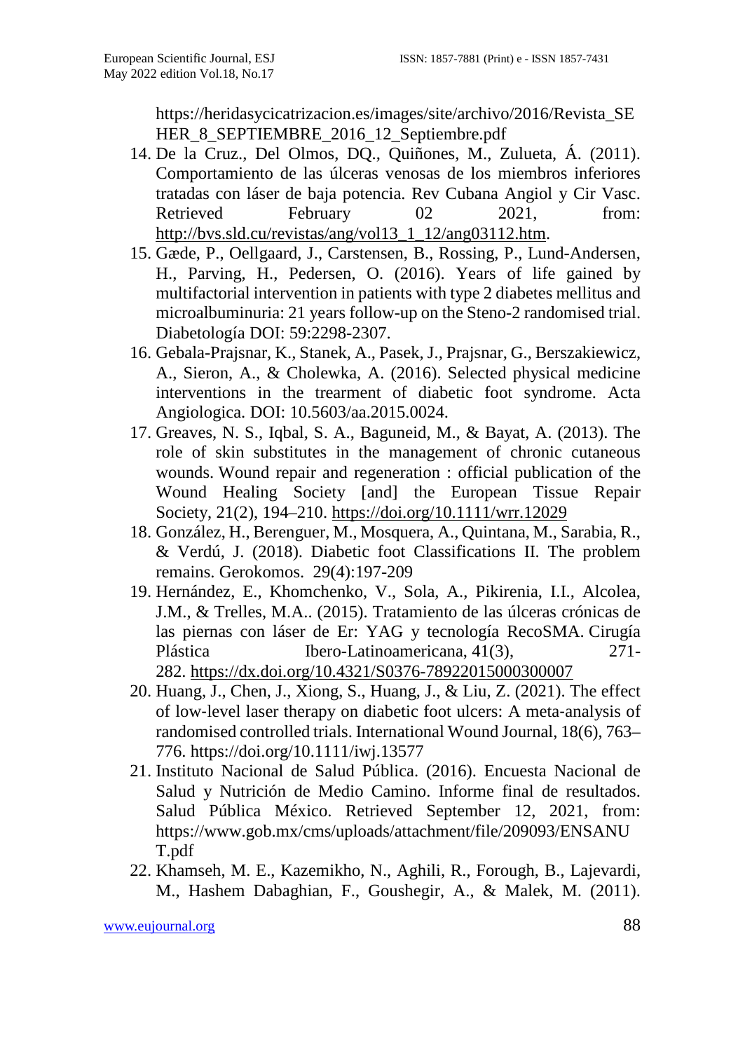https://heridasycicatrizacion.es/images/site/archivo/2016/Revista_SEHER_8_SEPTIEMBRE_2016_12_Septiembre.pdf

14. De la Cruz., Del Olmos, DQ., Quiñones, M., Zulueta, Á. (2011). Comportamiento de las úlceras venosas de los miembros inferiores tratadas con láser de baja potencia. Rev Cubana Angiol y Cir Vasc. Retrieved February 02 2021, from: http://bvs.sld.cu/revistas/ang/vol13_1_12/ang03112.htm.
15. Gæde, P., Oellgaard, J., Carstensen, B., Rossing, P., Lund-Andersen, H., Parving, H., Pedersen, O. (2016). Years of life gained by multifactorial intervention in patients with type 2 diabetes mellitus and microalbuminuria: 21 years follow-up on the Steno-2 randomised trial. Diabetología DOI: 59:2298-2307.
16. Gebala-Prajsnar, K., Stanek, A., Pasek, J., Prajsnar, G., Berszakiewicz, A., Sieron, A., & Cholewka, A. (2016). Selected physical medicine interventions in the trearment of diabetic foot syndrome. Acta Angiologica. DOI: 10.5603/aa.2015.0024.
17. Greaves, N. S., Iqbal, S. A., Baguneid, M., & Bayat, A. (2013). The role of skin substitutes in the management of chronic cutaneous wounds. Wound repair and regeneration : official publication of the Wound Healing Society [and] the European Tissue Repair Society, 21(2), 194–210. https://doi.org/10.1111/wrr.12029
18. González, H., Berenguer, M., Mosquera, A., Quintana, M., Sarabia, R., & Verdú, J. (2018). Diabetic foot Classifications II. The problem remains. Gerokomos. 29(4):197-209
19. Hernández, E., Khomchenko, V., Sola, A., Pikirenia, I.I., Alcolea, J.M., & Trelles, M.A.. (2015). Tratamiento de las úlceras crónicas de las piernas con láser de Er: YAG y tecnología RecoSMA. Cirugía Plástica Ibero-Latinoamericana, 41(3), 271-282. https://dx.doi.org/10.4321/S0376-78922015000300007
20. Huang, J., Chen, J., Xiong, S., Huang, J., & Liu, Z. (2021). The effect of low-level laser therapy on diabetic foot ulcers: A meta-analysis of randomised controlled trials. International Wound Journal, 18(6), 763–776. https://doi.org/10.1111/iwj.13577
21. Instituto Nacional de Salud Pública. (2016). Encuesta Nacional de Salud y Nutrición de Medio Camino. Informe final de resultados. Salud Pública México. Retrieved September 12, 2021, from: https://www.gob.mx/cms/uploads/attachment/file/209093/ENSANUT.pdf
22. Khamseh, M. E., Kazemikho, N., Aghili, R., Forough, B., Lajevardi, M., Hashem Dabaghian, F., Goushegir, A., & Malek, M. (2011).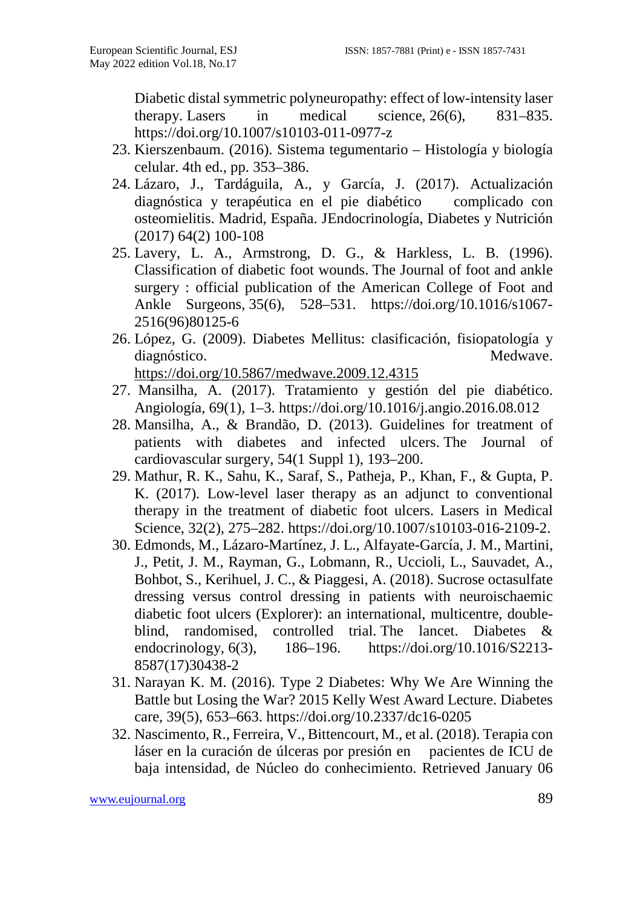Diabetic distal symmetric polyneuropathy: effect of low-intensity laser therapy. Lasers in medical science, 26(6), 831–835. https://doi.org/10.1007/s10103-011-0977-z

23. Kierszenbaum. (2016). Sistema tegumentario – Histología y biología celular. 4th ed., pp. 353–386.
24. Lázaro, J., Tardáguila, A., y García, J. (2017). Actualización diagnóstica y terapéutica en el pie diabético complicado con osteomielitis. Madrid, España. JEndocrinología, Diabetes y Nutrición (2017) 64(2) 100-108
25. Lavery, L. A., Armstrong, D. G., & Harkless, L. B. (1996). Classification of diabetic foot wounds. The Journal of foot and ankle surgery : official publication of the American College of Foot and Ankle Surgeons, 35(6), 528–531. https://doi.org/10.1016/s1067-2516(96)80125-6
26. López, G. (2009). Diabetes Mellitus: clasificación, fisiopatología y diagnóstico. Medwave. https://doi.org/10.5867/medwave.2009.12.4315
27. Mansilha, A. (2017). Tratamiento y gestión del pie diabético. Angiología, 69(1), 1–3. https://doi.org/10.1016/j.angio.2016.08.012
28. Mansilha, A., & Brandão, D. (2013). Guidelines for treatment of patients with diabetes and infected ulcers. The Journal of cardiovascular surgery, 54(1 Suppl 1), 193–200.
29. Mathur, R. K., Sahu, K., Saraf, S., Patheja, P., Khan, F., & Gupta, P. K. (2017). Low-level laser therapy as an adjunct to conventional therapy in the treatment of diabetic foot ulcers. Lasers in Medical Science, 32(2), 275–282. https://doi.org/10.1007/s10103-016-2109-2.
30. Edmonds, M., Lázaro-Martínez, J. L., Alfayate-García, J. M., Martini, J., Petit, J. M., Rayman, G., Lobmann, R., Uccioli, L., Sauvadet, A., Bohbot, S., Kerihuel, J. C., & Piaggesi, A. (2018). Sucrose octasulfate dressing versus control dressing in patients with neuroischaemic diabetic foot ulcers (Explorer): an international, multicentre, double-blind, randomised, controlled trial. The lancet. Diabetes & endocrinology, 6(3), 186–196. https://doi.org/10.1016/S2213-8587(17)30438-2
31. Narayan K. M. (2016). Type 2 Diabetes: Why We Are Winning the Battle but Losing the War? 2015 Kelly West Award Lecture. Diabetes care, 39(5), 653–663. https://doi.org/10.2337/dc16-0205
32. Nascimento, R., Ferreira, V., Bittencourt, M., et al. (2018). Terapia con láser en la curación de úlceras por presión en pacientes de ICU de baja intensidad, de Núcleo do conhecimiento. Retrieved January 06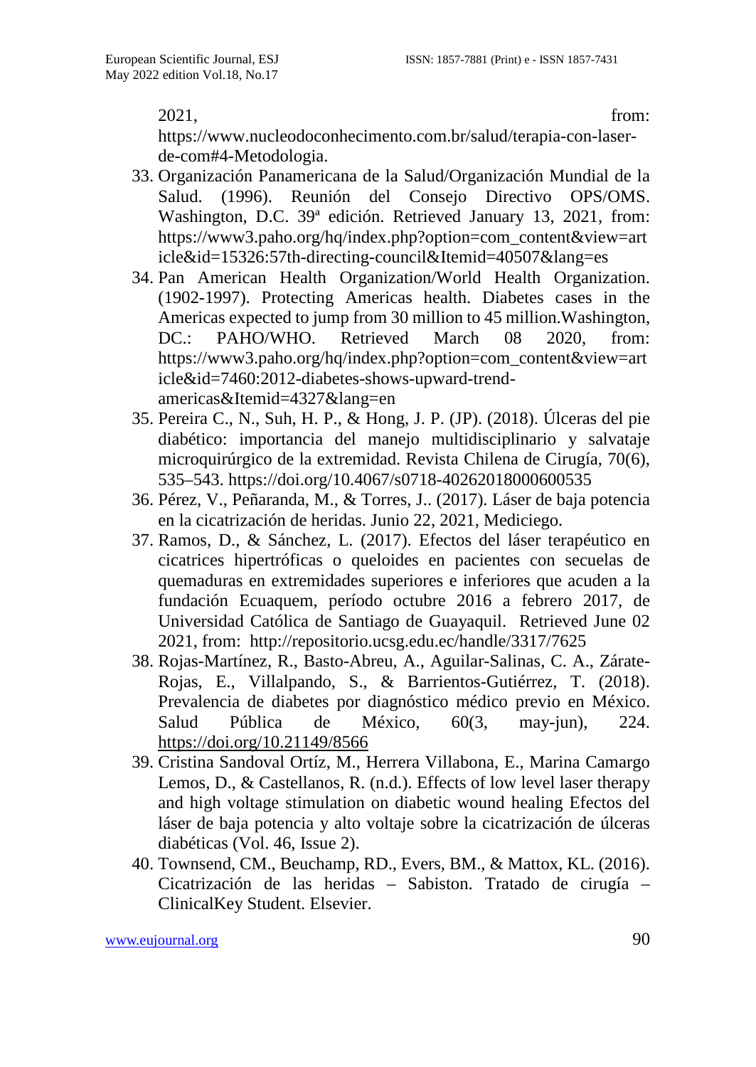2021, from: https://www.nucleodoconhecimento.com.br/salud/terapia-con-laser-de-com#4-Metodologia.

33. Organización Panamericana de la Salud/Organización Mundial de la Salud. (1996). Reunión del Consejo Directivo OPS/OMS. Washington, D.C. 39ª edición. Retrieved January 13, 2021, from: https://www3.paho.org/hq/index.php?option=com_content&view=article&id=15326:57th-directing-council&Itemid=40507&lang=es
34. Pan American Health Organization/World Health Organization. (1902-1997). Protecting Americas health. Diabetes cases in the Americas expected to jump from 30 million to 45 million.Washington, DC.: PAHO/WHO. Retrieved March 08 2020, from: https://www3.paho.org/hq/index.php?option=com_content&view=article&id=7460:2012-diabetes-shows-upward-trend-americas&Itemid=4327&lang=en
35. Pereira C., N., Suh, H. P., & Hong, J. P. (JP). (2018). Úlceras del pie diabético: importancia del manejo multidisciplinario y salvataje microquirúrgico de la extremidad. Revista Chilena de Cirugía, 70(6), 535–543. https://doi.org/10.4067/s0718-40262018000600535
36. Pérez, V., Peñaranda, M., & Torres, J.. (2017). Láser de baja potencia en la cicatrización de heridas. Junio 22, 2021, Mediciego.
37. Ramos, D., & Sánchez, L. (2017). Efectos del láser terapéutico en cicatrices hipertróficas o queloides en pacientes con secuelas de quemaduras en extremidades superiores e inferiores que acuden a la fundación Ecuaquem, período octubre 2016 a febrero 2017, de Universidad Católica de Santiago de Guayaquil. Retrieved June 02 2021, from: http://repositorio.ucsg.edu.ec/handle/3317/7625
38. Rojas-Martínez, R., Basto-Abreu, A., Aguilar-Salinas, C. A., Zárate-Rojas, E., Villalpando, S., & Barrientos-Gutiérrez, T. (2018). Prevalencia de diabetes por diagnóstico médico previo en México. Salud Pública de México, 60(3, may-jun), 224. https://doi.org/10.21149/8566
39. Cristina Sandoval Ortíz, M., Herrera Villabona, E., Marina Camargo Lemos, D., & Castellanos, R. (n.d.). Effects of low level laser therapy and high voltage stimulation on diabetic wound healing Efectos del láser de baja potencia y alto voltaje sobre la cicatrización de úlceras diabéticas (Vol. 46, Issue 2).
40. Townsend, CM., Beuchamp, RD., Evers, BM., & Mattox, KL. (2016). Cicatrización de las heridas – Sabiston. Tratado de cirugía – ClinicalKey Student. Elsevier.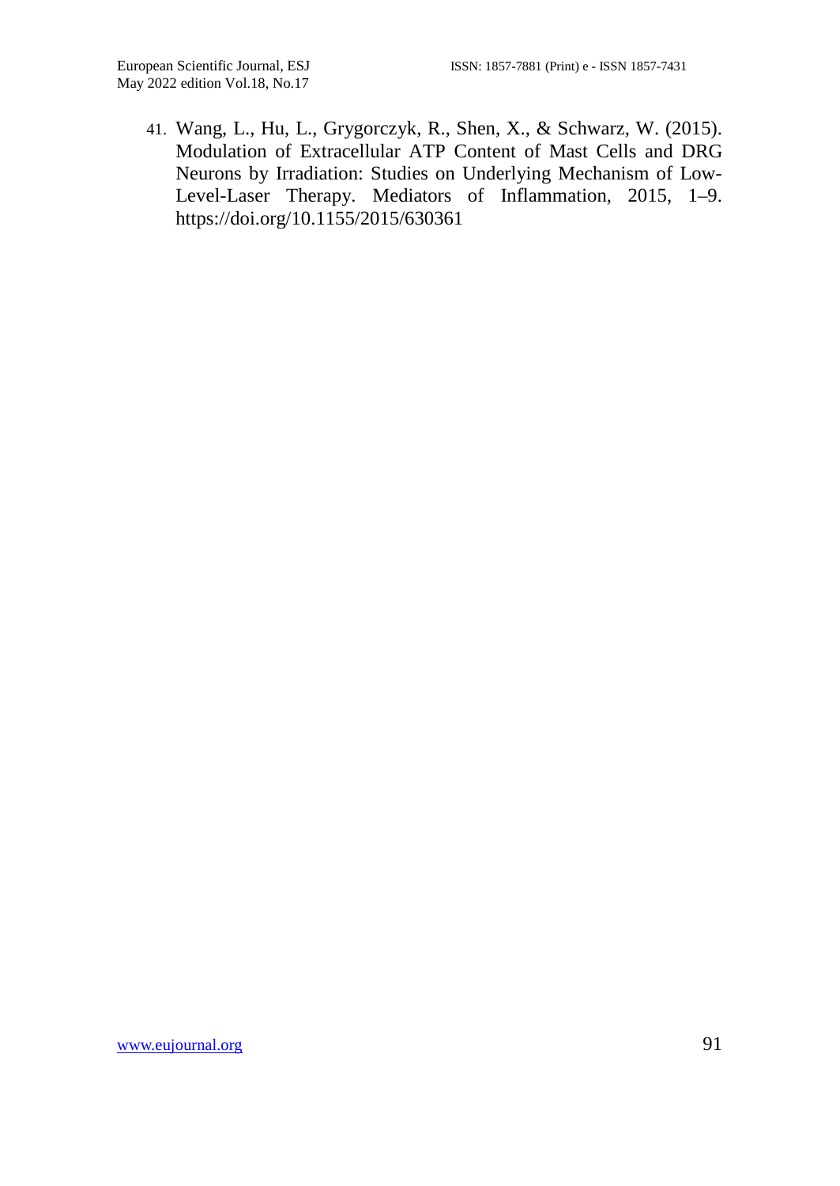41. Wang, L., Hu, L., Grygorczyk, R., Shen, X., & Schwarz, W. (2015). Modulation of Extracellular ATP Content of Mast Cells and DRG Neurons by Irradiation: Studies on Underlying Mechanism of Low-Level-Laser Therapy. Mediators of Inflammation, 2015, 1–9. https://doi.org/10.1155/2015/630361